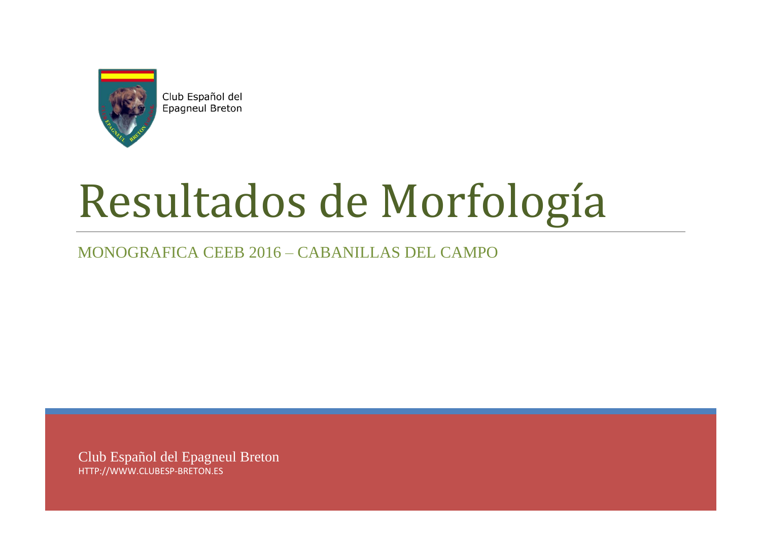Club Español del Epagneul Breton

# Resultados de Morfología

MONOGRAFICA CEEB 2016 – CABANILLAS DEL CAMPO

Club Español del Epagneul Breton
HTTP://WWW.CLUBESP-BRETON.ES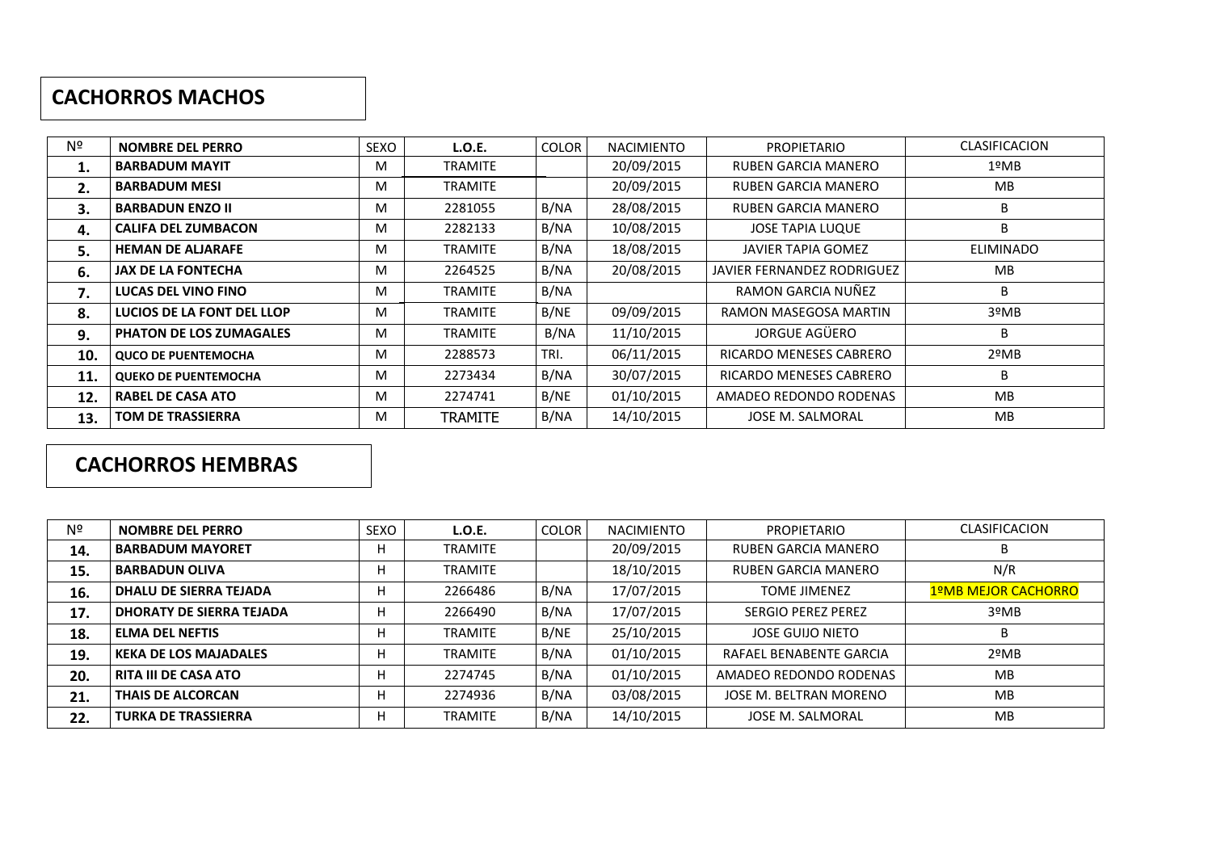## CACHORROS MACHOS

| Nº | NOMBRE DEL PERRO | SEXO | L.O.E. | COLOR | NACIMIENTO | PROPIETARIO | CLASIFICACION |
|---|---|---|---|---|---|---|---|
| **1.** | **BARBADUM MAYIT** | M | TRAMITE | | 20/09/2015 | RUBEN GARCIA MANERO | 1ºMB |
| **2.** | **BARBADUM MESI** | M | TRAMITE | | 20/09/2015 | RUBEN GARCIA MANERO | MB |
| **3.** | **BARBADUN ENZO II** | M | 2281055 | B/NA | 28/08/2015 | RUBEN GARCIA MANERO | B |
| **4.** | **CALIFA DEL ZUMBACON** | M | 2282133 | B/NA | 10/08/2015 | JOSE TAPIA LUQUE | B |
| **5.** | **HEMAN DE ALJARAFE** | M | TRAMITE | B/NA | 18/08/2015 | JAVIER TAPIA GOMEZ | ELIMINADO |
| **6.** | **JAX DE LA FONTECHA** | M | 2264525 | B/NA | 20/08/2015 | JAVIER FERNANDEZ RODRIGUEZ | MB |
| **7.** | **LUCAS DEL VINO FINO** | M | TRAMITE | B/NA | | RAMON GARCIA NUÑEZ | B |
| **8.** | **LUCIOS DE LA FONT DEL LLOP** | M | TRAMITE | B/NE | 09/09/2015 | RAMON MASEGOSA MARTIN | 3ºMB |
| **9.** | **PHATON DE LOS ZUMAGALES** | M | TRAMITE | B/NA | 11/10/2015 | JORGUE AGÜERO | B |
| **10.** | **QUCO DE PUENTEMOCHA** | M | 2288573 | TRI. | 06/11/2015 | RICARDO MENESES CABRERO | 2ºMB |
| **11.** | **QUEKO DE PUENTEMOCHA** | M | 2273434 | B/NA | 30/07/2015 | RICARDO MENESES CABRERO | B |
| **12.** | **RABEL DE CASA ATO** | M | 2274741 | B/NE | 01/10/2015 | AMADEO REDONDO RODENAS | MB |
| **13.** | **TOM DE TRASSIERRA** | M | TRAMITE | B/NA | 14/10/2015 | JOSE M. SALMORAL | MB |

## CACHORROS HEMBRAS

| Nº | NOMBRE DEL PERRO | SEXO | L.O.E. | COLOR | NACIMIENTO | PROPIETARIO | CLASIFICACION |
|---|---|---|---|---|---|---|---|
| **14.** | **BARBADUM MAYORET** | H | TRAMITE | | 20/09/2015 | RUBEN GARCIA MANERO | B |
| **15.** | **BARBADUN OLIVA** | H | TRAMITE | | 18/10/2015 | RUBEN GARCIA MANERO | N/R |
| **16.** | **DHALU DE SIERRA TEJADA** | H | 2266486 | B/NA | 17/07/2015 | TOME JIMENEZ | 1ºMB MEJOR CACHORRO |
| **17.** | **DHORATY DE SIERRA TEJADA** | H | 2266490 | B/NA | 17/07/2015 | SERGIO PEREZ PEREZ | 3ºMB |
| **18.** | **ELMA DEL NEFTIS** | H | TRAMITE | B/NE | 25/10/2015 | JOSE GUIJO NIETO | B |
| **19.** | **KEKA DE LOS MAJADALES** | H | TRAMITE | B/NA | 01/10/2015 | RAFAEL BENABENTE GARCIA | 2ºMB |
| **20.** | **RITA III DE CASA ATO** | H | 2274745 | B/NA | 01/10/2015 | AMADEO REDONDO RODENAS | MB |
| **21.** | **THAIS DE ALCORCAN** | H | 2274936 | B/NA | 03/08/2015 | JOSE M. BELTRAN MORENO | MB |
| **22.** | **TURKA DE TRASSIERRA** | H | TRAMITE | B/NA | 14/10/2015 | JOSE M. SALMORAL | MB |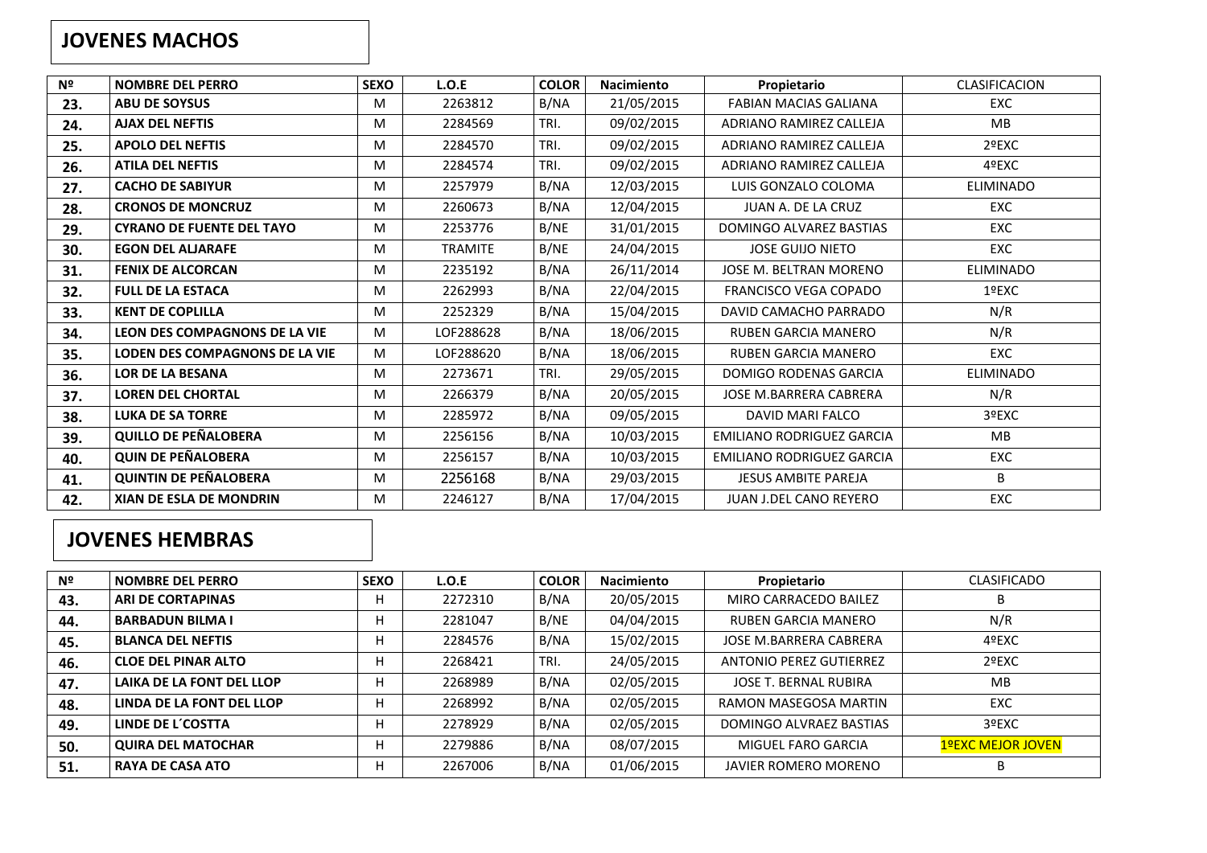## JOVENES MACHOS

| Nº | NOMBRE DEL PERRO | SEXO | L.O.E | COLOR | Nacimiento | Propietario | CLASIFICACION |
|---|---|---|---|---|---|---|---|
| 23. | ABU DE SOYSUS | M | 2263812 | B/NA | 21/05/2015 | FABIAN MACIAS GALIANA | EXC |
| 24. | AJAX DEL NEFTIS | M | 2284569 | TRI. | 09/02/2015 | ADRIANO RAMIREZ CALLEJA | MB |
| 25. | APOLO DEL NEFTIS | M | 2284570 | TRI. | 09/02/2015 | ADRIANO RAMIREZ CALLEJA | 2ºEXC |
| 26. | ATILA DEL NEFTIS | M | 2284574 | TRI. | 09/02/2015 | ADRIANO RAMIREZ CALLEJA | 4ºEXC |
| 27. | CACHO DE SABIYUR | M | 2257979 | B/NA | 12/03/2015 | LUIS GONZALO COLOMA | ELIMINADO |
| 28. | CRONOS DE MONCRUZ | M | 2260673 | B/NA | 12/04/2015 | JUAN A. DE LA CRUZ | EXC |
| 29. | CYRANO DE FUENTE DEL TAYO | M | 2253776 | B/NE | 31/01/2015 | DOMINGO ALVAREZ BASTIAS | EXC |
| 30. | EGON DEL ALJARAFE | M | TRAMITE | B/NE | 24/04/2015 | JOSE GUIJO NIETO | EXC |
| 31. | FENIX DE ALCORCAN | M | 2235192 | B/NA | 26/11/2014 | JOSE M. BELTRAN MORENO | ELIMINADO |
| 32. | FULL DE LA ESTACA | M | 2262993 | B/NA | 22/04/2015 | FRANCISCO VEGA COPADO | 1ºEXC |
| 33. | KENT DE COPLILLA | M | 2252329 | B/NA | 15/04/2015 | DAVID CAMACHO PARRADO | N/R |
| 34. | LEON DES COMPAGNONS DE LA VIE | M | LOF288628 | B/NA | 18/06/2015 | RUBEN GARCIA MANERO | N/R |
| 35. | LODEN DES COMPAGNONS DE LA VIE | M | LOF288620 | B/NA | 18/06/2015 | RUBEN GARCIA MANERO | EXC |
| 36. | LOR DE LA BESANA | M | 2273671 | TRI. | 29/05/2015 | DOMIGO RODENAS GARCIA | ELIMINADO |
| 37. | LOREN DEL CHORTAL | M | 2266379 | B/NA | 20/05/2015 | JOSE M.BARRERA CABRERA | N/R |
| 38. | LUKA DE SA TORRE | M | 2285972 | B/NA | 09/05/2015 | DAVID MARI FALCO | 3ºEXC |
| 39. | QUILLO DE PEÑALOBERA | M | 2256156 | B/NA | 10/03/2015 | EMILIANO RODRIGUEZ GARCIA | MB |
| 40. | QUIN DE PEÑALOBERA | M | 2256157 | B/NA | 10/03/2015 | EMILIANO RODRIGUEZ GARCIA | EXC |
| 41. | QUINTIN DE PEÑALOBERA | M | 2256168 | B/NA | 29/03/2015 | JESUS AMBITE PAREJA | B |
| 42. | XIAN DE ESLA DE MONDRIN | M | 2246127 | B/NA | 17/04/2015 | JUAN J.DEL CANO REYERO | EXC |

## JOVENES HEMBRAS

| Nº | NOMBRE DEL PERRO | SEXO | L.O.E | COLOR | Nacimiento | Propietario | CLASIFICADO |
|---|---|---|---|---|---|---|---|
| 43. | ARI DE CORTAPINAS | H | 2272310 | B/NA | 20/05/2015 | MIRO CARRACEDO BAILEZ | B |
| 44. | BARBADUN BILMA I | H | 2281047 | B/NE | 04/04/2015 | RUBEN GARCIA MANERO | N/R |
| 45. | BLANCA DEL NEFTIS | H | 2284576 | B/NA | 15/02/2015 | JOSE M.BARRERA CABRERA | 4ºEXC |
| 46. | CLOE DEL PINAR ALTO | H | 2268421 | TRI. | 24/05/2015 | ANTONIO PEREZ GUTIERREZ | 2ºEXC |
| 47. | LAIKA DE LA FONT DEL LLOP | H | 2268989 | B/NA | 02/05/2015 | JOSE T. BERNAL RUBIRA | MB |
| 48. | LINDA DE LA FONT DEL LLOP | H | 2268992 | B/NA | 02/05/2015 | RAMON MASEGOSA MARTIN | EXC |
| 49. | LINDE DE L´COSTTA | H | 2278929 | B/NA | 02/05/2015 | DOMINGO ALVRAEZ BASTIAS | 3ºEXC |
| 50. | QUIRA DEL MATOCHAR | H | 2279886 | B/NA | 08/07/2015 | MIGUEL FARO GARCIA | 1ºEXC MEJOR JOVEN |
| 51. | RAYA DE CASA ATO | H | 2267006 | B/NA | 01/06/2015 | JAVIER ROMERO MORENO | B |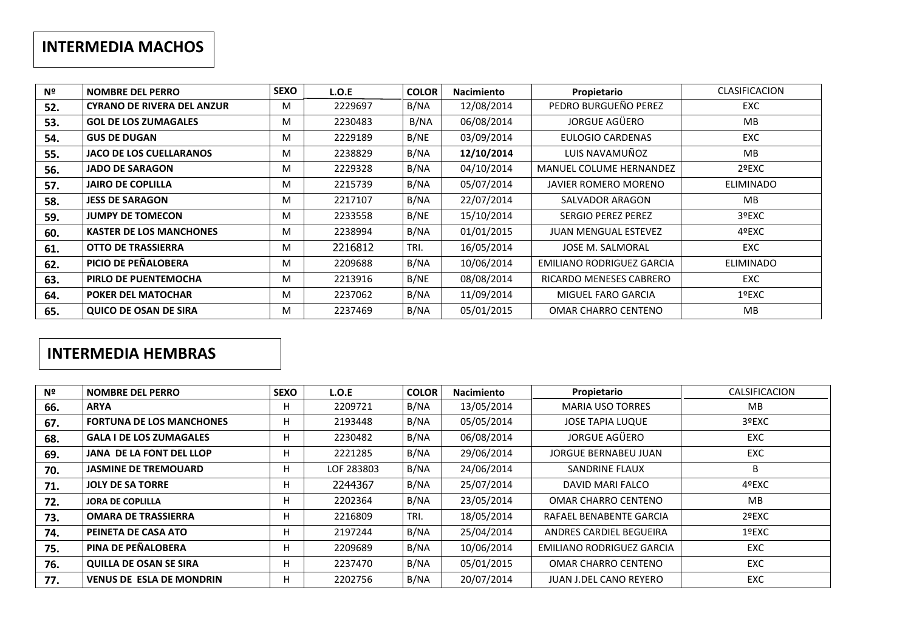## INTERMEDIA MACHOS

| Nº | NOMBRE DEL PERRO | SEXO | L.O.E | COLOR | Nacimiento | Propietario | CLASIFICACION |
|---|---|---|---|---|---|---|---|
| 52. | CYRANO DE RIVERA DEL ANZUR | M | 2229697 | B/NA | 12/08/2014 | PEDRO BURGUEÑO PEREZ | EXC |
| 53. | GOL DE LOS ZUMAGALES | M | 2230483 | B/NA | 06/08/2014 | JORGUE AGÜERO | MB |
| 54. | GUS DE DUGAN | M | 2229189 | B/NE | 03/09/2014 | EULOGIO CARDENAS | EXC |
| 55. | JACO DE LOS CUELLARANOS | M | 2238829 | B/NA | **12/10/2014** | LUIS NAVAMUÑOZ | MB |
| 56. | JADO DE SARAGON | M | 2229328 | B/NA | 04/10/2014 | MANUEL COLUME HERNANDEZ | 2ºEXC |
| 57. | JAIRO DE COPLILLA | M | 2215739 | B/NA | 05/07/2014 | JAVIER ROMERO MORENO | ELIMINADO |
| 58. | JESS DE SARAGON | M | 2217107 | B/NA | 22/07/2014 | SALVADOR ARAGON | MB |
| 59. | JUMPY DE TOMECON | M | 2233558 | B/NE | 15/10/2014 | SERGIO PEREZ PEREZ | 3ºEXC |
| 60. | KASTER DE LOS MANCHONES | M | 2238994 | B/NA | 01/01/2015 | JUAN MENGUAL ESTEVEZ | 4ºEXC |
| 61. | OTTO DE TRASSIERRA | M | 2216812 | TRI. | 16/05/2014 | JOSE M. SALMORAL | EXC |
| 62. | PICIO DE PEÑALOBERA | M | 2209688 | B/NA | 10/06/2014 | EMILIANO RODRIGUEZ GARCIA | ELIMINADO |
| 63. | PIRLO DE PUENTEMOCHA | M | 2213916 | B/NE | 08/08/2014 | RICARDO MENESES CABRERO | EXC |
| 64. | POKER DEL MATOCHAR | M | 2237062 | B/NA | 11/09/2014 | MIGUEL FARO GARCIA | 1ºEXC |
| 65. | QUICO DE OSAN DE SIRA | M | 2237469 | B/NA | 05/01/2015 | OMAR CHARRO CENTENO | MB |

## INTERMEDIA HEMBRAS

| Nº | NOMBRE DEL PERRO | SEXO | L.O.E | COLOR | Nacimiento | Propietario | CALSIFICACION |
|---|---|---|---|---|---|---|---|
| 66. | ARYA | H | 2209721 | B/NA | 13/05/2014 | MARIA USO TORRES | MB |
| 67. | FORTUNA DE LOS MANCHONES | H | 2193448 | B/NA | 05/05/2014 | JOSE TAPIA LUQUE | 3ºEXC |
| 68. | GALA I DE LOS ZUMAGALES | H | 2230482 | B/NA | 06/08/2014 | JORGUE AGÜERO | EXC |
| 69. | JANA DE LA FONT DEL LLOP | H | 2221285 | B/NA | 29/06/2014 | JORGUE BERNABEU JUAN | EXC |
| 70. | JASMINE DE TREMOUARD | H | LOF 283803 | B/NA | 24/06/2014 | SANDRINE FLAUX | B |
| 71. | JOLY DE SA TORRE | H | 2244367 | B/NA | 25/07/2014 | DAVID MARI FALCO | 4ºEXC |
| 72. | JORA DE COPLILLA | H | 2202364 | B/NA | 23/05/2014 | OMAR CHARRO CENTENO | MB |
| 73. | OMARA DE TRASSIERRA | H | 2216809 | TRI. | 18/05/2014 | RAFAEL BENABENTE GARCIA | 2ºEXC |
| 74. | PEINETA DE CASA ATO | H | 2197244 | B/NA | 25/04/2014 | ANDRES CARDIEL BEGUEIRA | 1ºEXC |
| 75. | PINA DE PEÑALOBERA | H | 2209689 | B/NA | 10/06/2014 | EMILIANO RODRIGUEZ GARCIA | EXC |
| 76. | QUILLA DE OSAN SE SIRA | H | 2237470 | B/NA | 05/01/2015 | OMAR CHARRO CENTENO | EXC |
| 77. | VENUS DE ESLA DE MONDRIN | H | 2202756 | B/NA | 20/07/2014 | JUAN J.DEL CANO REYERO | EXC |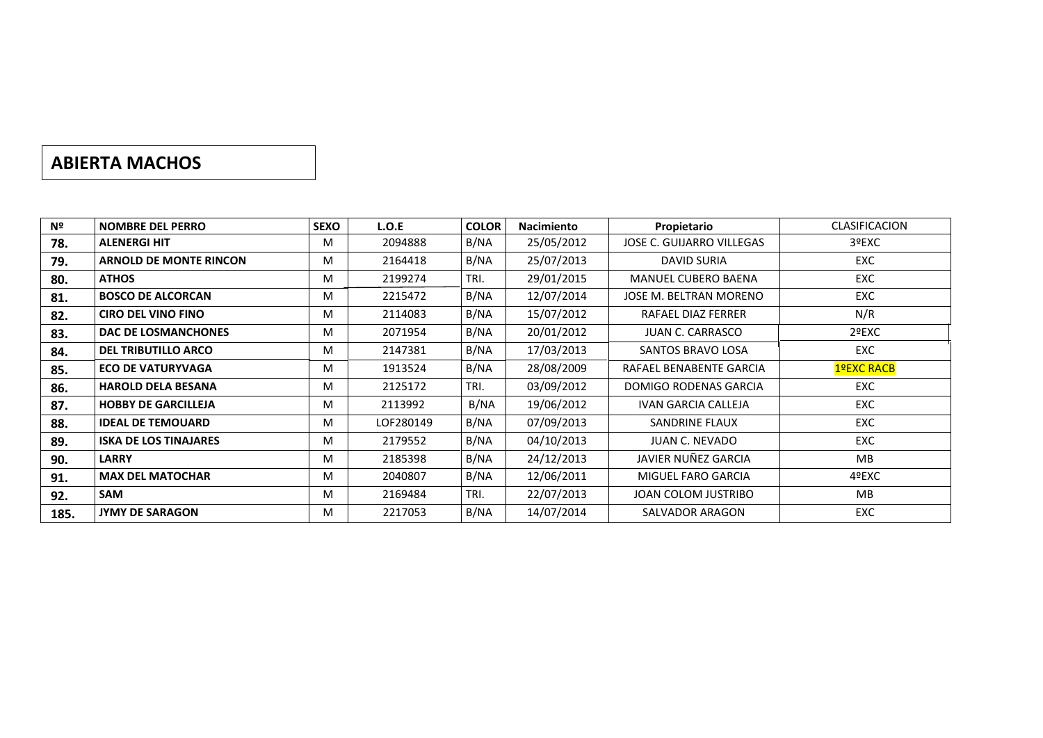## ABIERTA MACHOS

| Nº | NOMBRE DEL PERRO | SEXO | L.O.E | COLOR | Nacimiento | Propietario | CLASIFICACION |
|---|---|---|---|---|---|---|---|
| **78.** | **ALENERGI HIT** | M | 2094888 | B/NA | 25/05/2012 | JOSE C. GUIJARRO VILLEGAS | 3ºEXC |
| **79.** | **ARNOLD DE MONTE RINCON** | M | 2164418 | B/NA | 25/07/2013 | DAVID SURIA | EXC |
| **80.** | **ATHOS** | M | 2199274 | TRI. | 29/01/2015 | MANUEL CUBERO BAENA | EXC |
| **81.** | **BOSCO DE ALCORCAN** | M | 2215472 | B/NA | 12/07/2014 | JOSE M. BELTRAN MORENO | EXC |
| **82.** | **CIRO DEL VINO FINO** | M | 2114083 | B/NA | 15/07/2012 | RAFAEL DIAZ FERRER | N/R |
| **83.** | **DAC DE LOSMANCHONES** | M | 2071954 | B/NA | 20/01/2012 | JUAN C. CARRASCO | 2ºEXC |
| **84.** | **DEL TRIBUTILLO ARCO** | M | 2147381 | B/NA | 17/03/2013 | SANTOS BRAVO LOSA | EXC |
| **85.** | **ECO DE VATURYVAGA** | M | 1913524 | B/NA | 28/08/2009 | RAFAEL BENABENTE GARCIA | 1ºEXC RACB |
| **86.** | **HAROLD DELA BESANA** | M | 2125172 | TRI. | 03/09/2012 | DOMIGO RODENAS GARCIA | EXC |
| **87.** | **HOBBY DE GARCILLEJA** | M | 2113992 | B/NA | 19/06/2012 | IVAN GARCIA CALLEJA | EXC |
| **88.** | **IDEAL DE TEMOUARD** | M | LOF280149 | B/NA | 07/09/2013 | SANDRINE FLAUX | EXC |
| **89.** | **ISKA DE LOS TINAJARES** | M | 2179552 | B/NA | 04/10/2013 | JUAN C. NEVADO | EXC |
| **90.** | **LARRY** | M | 2185398 | B/NA | 24/12/2013 | JAVIER NUÑEZ GARCIA | MB |
| **91.** | **MAX DEL MATOCHAR** | M | 2040807 | B/NA | 12/06/2011 | MIGUEL FARO GARCIA | 4ºEXC |
| **92.** | **SAM** | M | 2169484 | TRI. | 22/07/2013 | JOAN COLOM JUSTRIBO | MB |
| **185.** | **JYMY DE SARAGON** | M | 2217053 | B/NA | 14/07/2014 | SALVADOR ARAGON | EXC |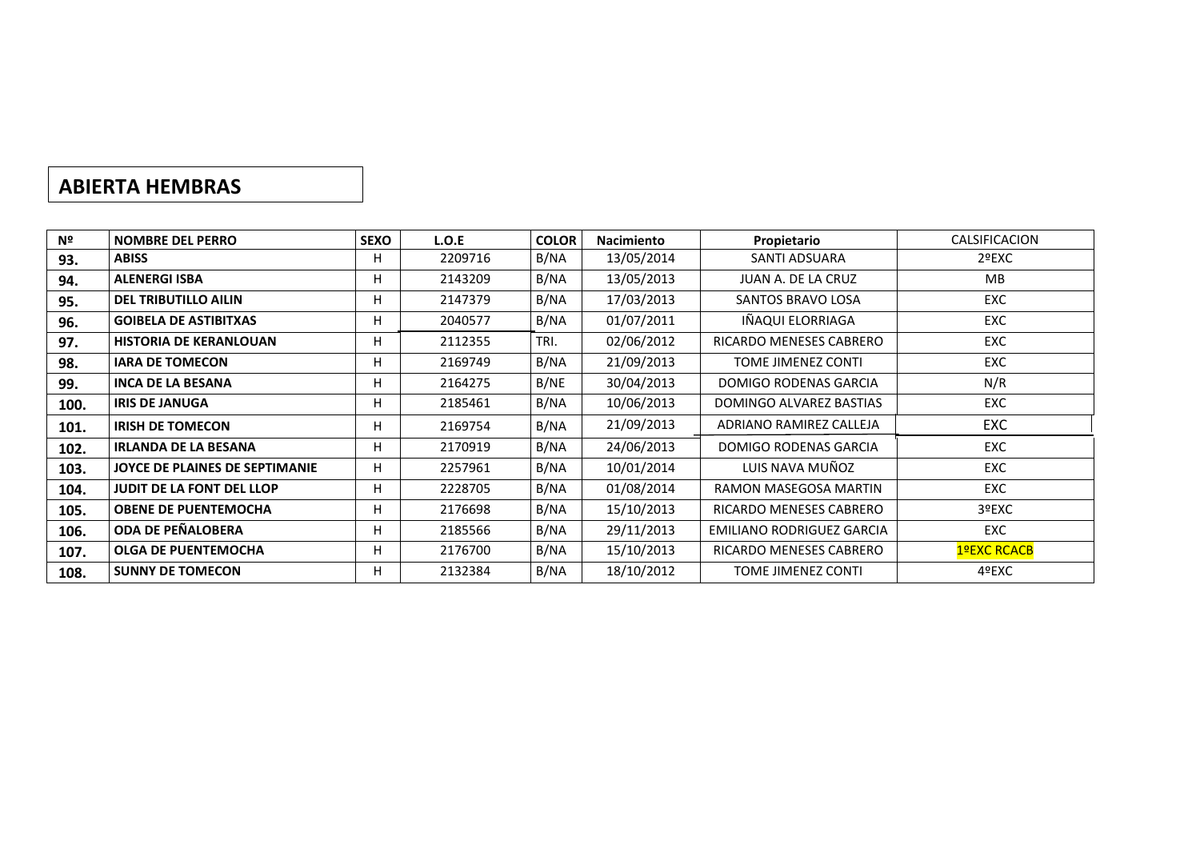## ABIERTA HEMBRAS

| Nº | NOMBRE DEL PERRO | SEXO | L.O.E | COLOR | Nacimiento | Propietario | CALSIFICACION |
|---|---|---|---|---|---|---|---|
| 93. | ABISS | H | 2209716 | B/NA | 13/05/2014 | SANTI ADSUARA | 2ºEXC |
| 94. | ALENERGI ISBA | H | 2143209 | B/NA | 13/05/2013 | JUAN A. DE LA CRUZ | MB |
| 95. | DEL TRIBUTILLO AILIN | H | 2147379 | B/NA | 17/03/2013 | SANTOS BRAVO LOSA | EXC |
| 96. | GOIBELA DE ASTIBITXAS | H | 2040577 | B/NA | 01/07/2011 | IÑAQUI ELORRIAGA | EXC |
| 97. | HISTORIA DE KERANLOUAN | H | 2112355 | TRI. | 02/06/2012 | RICARDO MENESES CABRERO | EXC |
| 98. | IARA DE TOMECON | H | 2169749 | B/NA | 21/09/2013 | TOME JIMENEZ CONTI | EXC |
| 99. | INCA DE LA BESANA | H | 2164275 | B/NE | 30/04/2013 | DOMIGO RODENAS GARCIA | N/R |
| 100. | IRIS DE JANUGA | H | 2185461 | B/NA | 10/06/2013 | DOMINGO ALVAREZ BASTIAS | EXC |
| 101. | IRISH DE TOMECON | H | 2169754 | B/NA | 21/09/2013 | ADRIANO RAMIREZ CALLEJA | EXC |
| 102. | IRLANDA DE LA BESANA | H | 2170919 | B/NA | 24/06/2013 | DOMIGO RODENAS GARCIA | EXC |
| 103. | JOYCE DE PLAINES DE SEPTIMANIE | H | 2257961 | B/NA | 10/01/2014 | LUIS NAVA MUÑOZ | EXC |
| 104. | JUDIT DE LA FONT DEL LLOP | H | 2228705 | B/NA | 01/08/2014 | RAMON MASEGOSA MARTIN | EXC |
| 105. | OBENE DE PUENTEMOCHA | H | 2176698 | B/NA | 15/10/2013 | RICARDO MENESES CABRERO | 3ºEXC |
| 106. | ODA DE PEÑALOBERA | H | 2185566 | B/NA | 29/11/2013 | EMILIANO RODRIGUEZ GARCIA | EXC |
| 107. | OLGA DE PUENTEMOCHA | H | 2176700 | B/NA | 15/10/2013 | RICARDO MENESES CABRERO | 1ºEXC RCACB |
| 108. | SUNNY DE TOMECON | H | 2132384 | B/NA | 18/10/2012 | TOME JIMENEZ CONTI | 4ºEXC |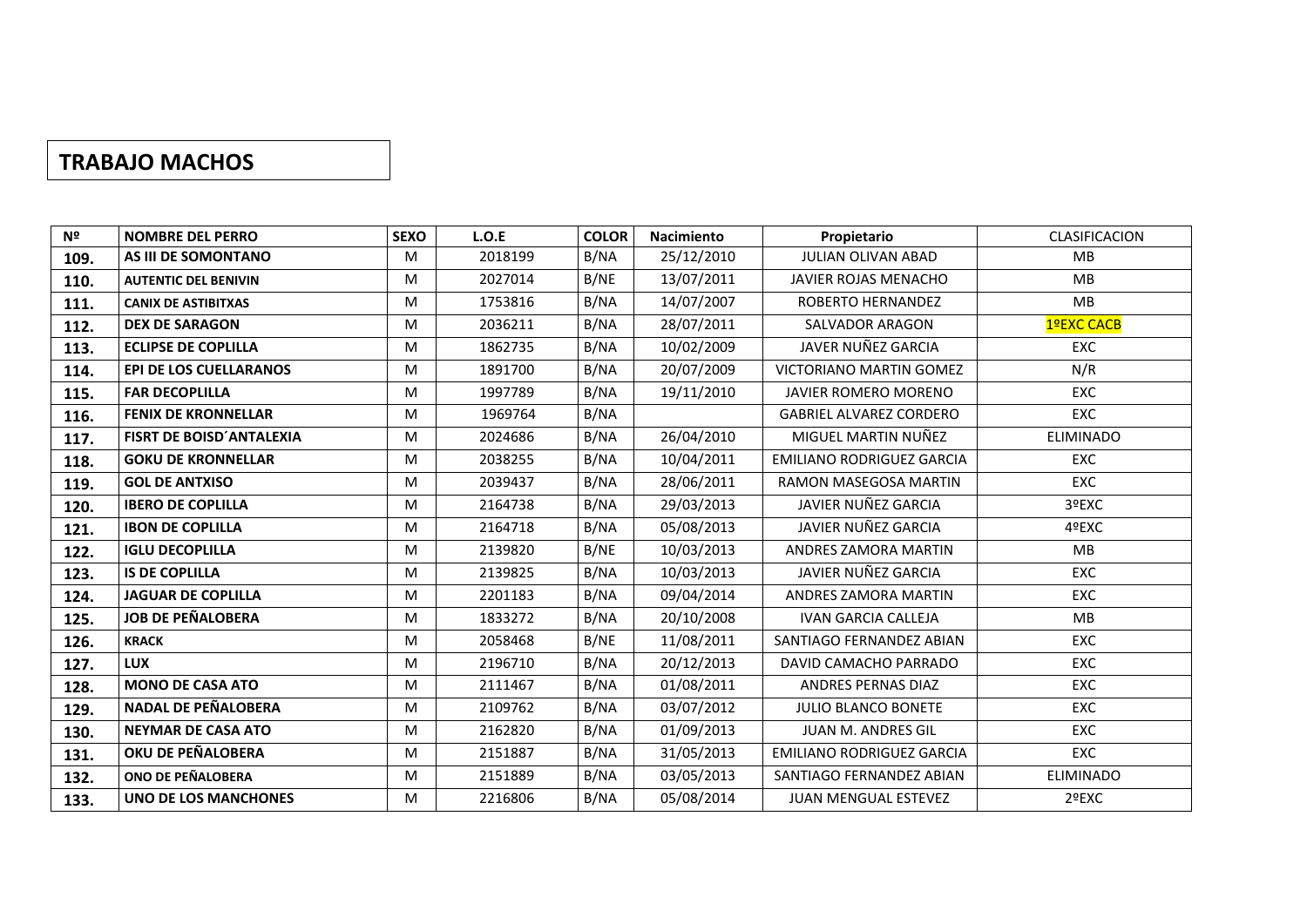## TRABAJO MACHOS

| Nº | NOMBRE DEL PERRO | SEXO | L.O.E | COLOR | Nacimiento | Propietario | CLASIFICACION |
|---|---|---|---|---|---|---|---|
| 109. | AS III DE SOMONTANO | M | 2018199 | B/NA | 25/12/2010 | JULIAN OLIVAN ABAD | MB |
| 110. | AUTENTIC DEL BENIVIN | M | 2027014 | B/NE | 13/07/2011 | JAVIER ROJAS MENACHO | MB |
| 111. | CANIX DE ASTIBITXAS | M | 1753816 | B/NA | 14/07/2007 | ROBERTO HERNANDEZ | MB |
| 112. | DEX DE SARAGON | M | 2036211 | B/NA | 28/07/2011 | SALVADOR ARAGON | 1ºEXC CACB |
| 113. | ECLIPSE DE COPLILLA | M | 1862735 | B/NA | 10/02/2009 | JAVER NUÑEZ GARCIA | EXC |
| 114. | EPI DE LOS CUELLARANOS | M | 1891700 | B/NA | 20/07/2009 | VICTORIANO MARTIN GOMEZ | N/R |
| 115. | FAR DECOPLILLA | M | 1997789 | B/NA | 19/11/2010 | JAVIER ROMERO MORENO | EXC |
| 116. | FENIX DE KRONNELLAR | M | 1969764 | B/NA | | GABRIEL ALVAREZ CORDERO | EXC |
| 117. | FISRT DE BOISD´ANTALEXIA | M | 2024686 | B/NA | 26/04/2010 | MIGUEL MARTIN NUÑEZ | ELIMINADO |
| 118. | GOKU DE KRONNELLAR | M | 2038255 | B/NA | 10/04/2011 | EMILIANO RODRIGUEZ GARCIA | EXC |
| 119. | GOL DE ANTXISO | M | 2039437 | B/NA | 28/06/2011 | RAMON MASEGOSA MARTIN | EXC |
| 120. | IBERO DE COPLILLA | M | 2164738 | B/NA | 29/03/2013 | JAVIER NUÑEZ GARCIA | 3ºEXC |
| 121. | IBON DE COPLILLA | M | 2164718 | B/NA | 05/08/2013 | JAVIER NUÑEZ GARCIA | 4ºEXC |
| 122. | IGLU DECOPLILLA | M | 2139820 | B/NE | 10/03/2013 | ANDRES ZAMORA MARTIN | MB |
| 123. | IS DE COPLILLA | M | 2139825 | B/NA | 10/03/2013 | JAVIER NUÑEZ GARCIA | EXC |
| 124. | JAGUAR DE COPLILLA | M | 2201183 | B/NA | 09/04/2014 | ANDRES ZAMORA MARTIN | EXC |
| 125. | JOB DE PEÑALOBERA | M | 1833272 | B/NA | 20/10/2008 | IVAN GARCIA CALLEJA | MB |
| 126. | KRACK | M | 2058468 | B/NE | 11/08/2011 | SANTIAGO FERNANDEZ ABIAN | EXC |
| 127. | LUX | M | 2196710 | B/NA | 20/12/2013 | DAVID CAMACHO PARRADO | EXC |
| 128. | MONO DE CASA ATO | M | 2111467 | B/NA | 01/08/2011 | ANDRES PERNAS DIAZ | EXC |
| 129. | NADAL DE PEÑALOBERA | M | 2109762 | B/NA | 03/07/2012 | JULIO BLANCO BONETE | EXC |
| 130. | NEYMAR DE CASA ATO | M | 2162820 | B/NA | 01/09/2013 | JUAN M. ANDRES GIL | EXC |
| 131. | OKU DE PEÑALOBERA | M | 2151887 | B/NA | 31/05/2013 | EMILIANO RODRIGUEZ GARCIA | EXC |
| 132. | ONO DE PEÑALOBERA | M | 2151889 | B/NA | 03/05/2013 | SANTIAGO FERNANDEZ ABIAN | ELIMINADO |
| 133. | UNO DE LOS MANCHONES | M | 2216806 | B/NA | 05/08/2014 | JUAN MENGUAL ESTEVEZ | 2ºEXC |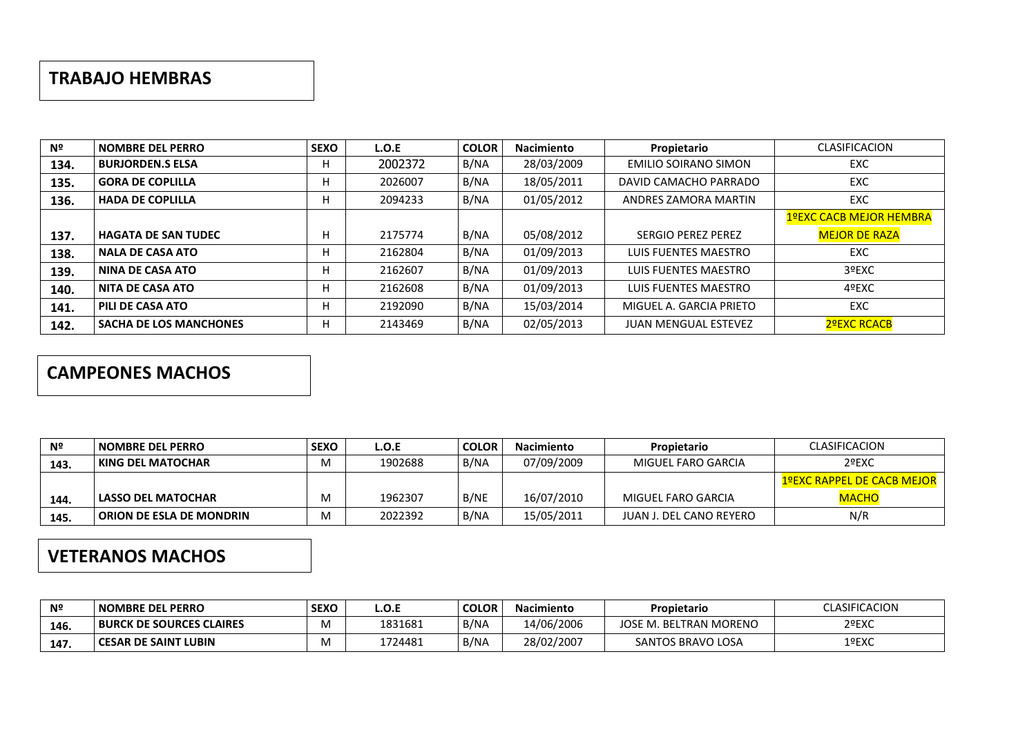## TRABAJO HEMBRAS

| Nº | NOMBRE DEL PERRO | SEXO | L.O.E | COLOR | Nacimiento | Propietario | CLASIFICACION |
|---|---|---|---|---|---|---|---|
| 134. | BURJORDEN.S ELSA | H | 2002372 | B/NA | 28/03/2009 | EMILIO SOIRANO SIMON | EXC |
| 135. | GORA DE COPLILLA | H | 2026007 | B/NA | 18/05/2011 | DAVID CAMACHO PARRADO | EXC |
| 136. | HADA DE COPLILLA | H | 2094233 | B/NA | 01/05/2012 | ANDRES ZAMORA MARTIN | EXC |
| 137. | HAGATA DE SAN TUDEC | H | 2175774 | B/NA | 05/08/2012 | SERGIO PEREZ PEREZ | 1ºEXC CACB MEJOR HEMBRA MEJOR DE RAZA |
| 138. | NALA DE CASA ATO | H | 2162804 | B/NA | 01/09/2013 | LUIS FUENTES MAESTRO | EXC |
| 139. | NINA DE CASA ATO | H | 2162607 | B/NA | 01/09/2013 | LUIS FUENTES MAESTRO | 3ºEXC |
| 140. | NITA DE CASA ATO | H | 2162608 | B/NA | 01/09/2013 | LUIS FUENTES MAESTRO | 4ºEXC |
| 141. | PILI DE CASA ATO | H | 2192090 | B/NA | 15/03/2014 | MIGUEL A. GARCIA PRIETO | EXC |
| 142. | SACHA DE LOS MANCHONES | H | 2143469 | B/NA | 02/05/2013 | JUAN MENGUAL ESTEVEZ | 2ºEXC RCACB |

## CAMPEONES MACHOS

| Nº | NOMBRE DEL PERRO | SEXO | L.O.E | COLOR | Nacimiento | Propietario | CLASIFICACION |
|---|---|---|---|---|---|---|---|
| 143. | KING DEL MATOCHAR | M | 1902688 | B/NA | 07/09/2009 | MIGUEL FARO GARCIA | 2ºEXC |
| 144. | LASSO DEL MATOCHAR | M | 1962307 | B/NE | 16/07/2010 | MIGUEL FARO GARCIA | 1ºEXC RAPPEL DE CACB MEJOR MACHO |
| 145. | ORION DE ESLA DE MONDRIN | M | 2022392 | B/NA | 15/05/2011 | JUAN J. DEL CANO REYERO | N/R |

## VETERANOS MACHOS

| Nº | NOMBRE DEL PERRO | SEXO | L.O.E | COLOR | Nacimiento | Propietario | CLASIFICACION |
|---|---|---|---|---|---|---|---|
| 146. | BURCK DE SOURCES CLAIRES | M | 1831681 | B/NA | 14/06/2006 | JOSE M. BELTRAN MORENO | 2ºEXC |
| 147. | CESAR DE SAINT LUBIN | M | 1724481 | B/NA | 28/02/2007 | SANTOS BRAVO LOSA | 1ºEXC |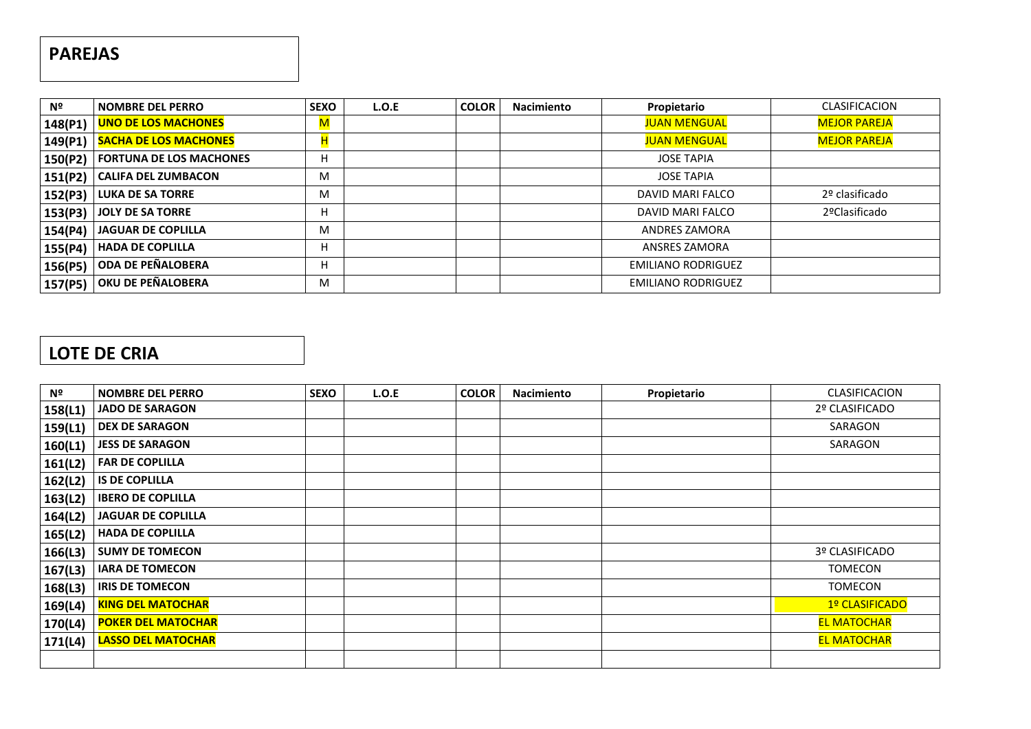## PAREJAS

| Nº | NOMBRE DEL PERRO | SEXO | L.O.E | COLOR | Nacimiento | Propietario | CLASIFICACION |
|---|---|---|---|---|---|---|---|
| 148(P1) | **UNO DE LOS MACHONES** | M | | | | JUAN MENGUAL | MEJOR PAREJA |
| 149(P1) | **SACHA DE LOS MACHONES** | H | | | | JUAN MENGUAL | MEJOR PAREJA |
| 150(P2) | **FORTUNA DE LOS MACHONES** | H | | | | JOSE TAPIA | |
| 151(P2) | **CALIFA DEL ZUMBACON** | M | | | | JOSE TAPIA | |
| 152(P3) | **LUKA DE SA TORRE** | M | | | | DAVID MARI FALCO | 2º clasificado |
| 153(P3) | **JOLY DE SA TORRE** | H | | | | DAVID MARI FALCO | 2ºClasificado |
| 154(P4) | **JAGUAR DE COPLILLA** | M | | | | ANDRES ZAMORA | |
| 155(P4) | **HADA DE COPLILLA** | H | | | | ANSRES ZAMORA | |
| 156(P5) | **ODA DE PEÑALOBERA** | H | | | | EMILIANO RODRIGUEZ | |
| 157(P5) | **OKU DE PEÑALOBERA** | M | | | | EMILIANO RODRIGUEZ | |

## LOTE DE CRIA

| Nº | NOMBRE DEL PERRO | SEXO | L.O.E | COLOR | Nacimiento | Propietario | CLASIFICACION |
|---|---|---|---|---|---|---|---|
| 158(L1) | **JADO DE SARAGON** | | | | | | 2º CLASIFICADO |
| 159(L1) | **DEX DE SARAGON** | | | | | | SARAGON |
| 160(L1) | **JESS DE SARAGON** | | | | | | SARAGON |
| 161(L2) | **FAR DE COPLILLA** | | | | | | |
| 162(L2) | **IS DE COPLILLA** | | | | | | |
| 163(L2) | **IBERO DE COPLILLA** | | | | | | |
| 164(L2) | **JAGUAR DE COPLILLA** | | | | | | |
| 165(L2) | **HADA DE COPLILLA** | | | | | | |
| 166(L3) | **SUMY DE TOMECON** | | | | | | 3º CLASIFICADO |
| 167(L3) | **IARA DE TOMECON** | | | | | | TOMECON |
| 168(L3) | **IRIS DE TOMECON** | | | | | | TOMECON |
| 169(L4) | **KING DEL MATOCHAR** | | | | | | 1º CLASIFICADO |
| 170(L4) | **POKER DEL MATOCHAR** | | | | | | EL MATOCHAR |
| 171(L4) | **LASSO DEL MATOCHAR** | | | | | | EL MATOCHAR |
| | | | | | | | |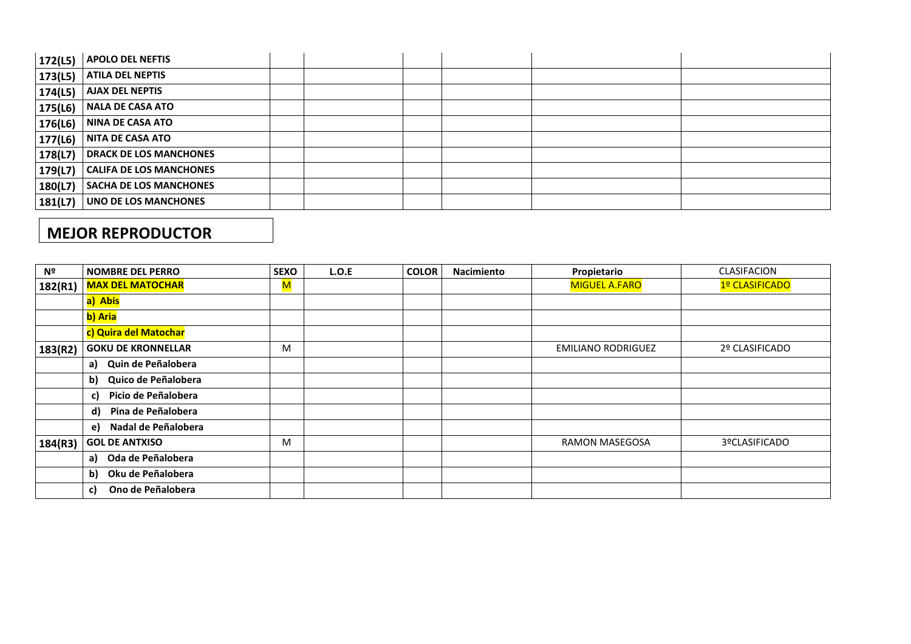| | | | | | | | |
|---|---|---|---|---|---|---|---|
| 172(L5) | APOLO DEL NEFTIS | | | | | | |
| 173(L5) | ATILA DEL NEPTIS | | | | | | |
| 174(L5) | AJAX DEL NEPTIS | | | | | | |
| 175(L6) | NALA DE CASA ATO | | | | | | |
| 176(L6) | NINA DE CASA ATO | | | | | | |
| 177(L6) | NITA DE CASA ATO | | | | | | |
| 178(L7) | DRACK DE LOS MANCHONES | | | | | | |
| 179(L7) | CALIFA DE LOS MANCHONES | | | | | | |
| 180(L7) | SACHA DE LOS MANCHONES | | | | | | |
| 181(L7) | UNO DE LOS MANCHONES | | | | | | |

## MEJOR REPRODUCTOR

| Nº | NOMBRE DEL PERRO | SEXO | L.O.E | COLOR | Nacimiento | Propietario | CLASIFACION |
|---|---|---|---|---|---|---|---|
| 182(R1) | **MAX DEL MATOCHAR** | M | | | | MIGUEL A.FARO | 1º CLASIFICADO |
| | **a) Abis** | | | | | | |
| | **b) Aria** | | | | | | |
| | **c) Quira del Matochar** | | | | | | |
| 183(R2) | **GOKU DE KRONNELLAR** | M | | | | EMILIANO RODRIGUEZ | 2º CLASIFICADO |
| | **a) Quin de Peñalobera** | | | | | | |
| | **b) Quico de Peñalobera** | | | | | | |
| | **c) Picio de Peñalobera** | | | | | | |
| | **d) Pina de Peñalobera** | | | | | | |
| | **e) Nadal de Peñalobera** | | | | | | |
| 184(R3) | **GOL DE ANTXISO** | M | | | | RAMON MASEGOSA | 3ºCLASIFICADO |
| | **a) Oda de Peñalobera** | | | | | | |
| | **b) Oku de Peñalobera** | | | | | | |
| | **c) Ono de Peñalobera** | | | | | | |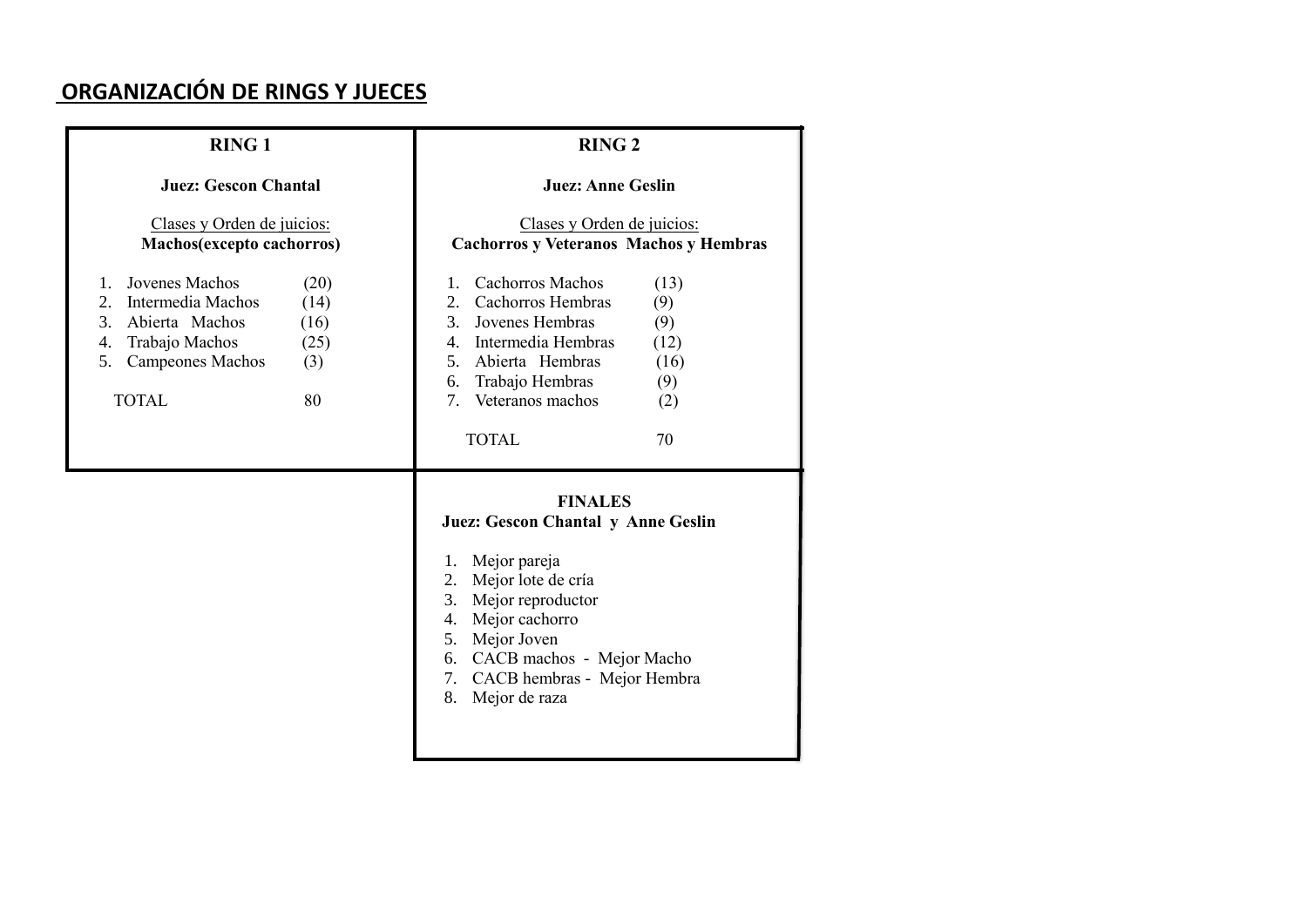# ORGANIZACIÓN DE RINGS Y JUECES

## RING 1

**Juez: Gescon Chantal**

Clases y Orden de juicios:
**Machos(excepto cachorros)**

1. Jovenes Machos (20)
2. Intermedia Machos (14)
3. Abierta Machos (16)
4. Trabajo Machos (25)
5. Campeones Machos (3)

TOTAL 80

## RING 2

**Juez: Anne Geslin**

Clases y Orden de juicios:
**Cachorros y Veteranos Machos y Hembras**

1. Cachorros Machos (13)
2. Cachorros Hembras (9)
3. Jovenes Hembras (9)
4. Intermedia Hembras (12)
5. Abierta Hembras (16)
6. Trabajo Hembras (9)
7. Veteranos machos (2)

TOTAL 70

## FINALES

**Juez: Gescon Chantal y Anne Geslin**

1. Mejor pareja
2. Mejor lote de cría
3. Mejor reproductor
4. Mejor cachorro
5. Mejor Joven
6. CACB machos - Mejor Macho
7. CACB hembras - Mejor Hembra
8. Mejor de raza